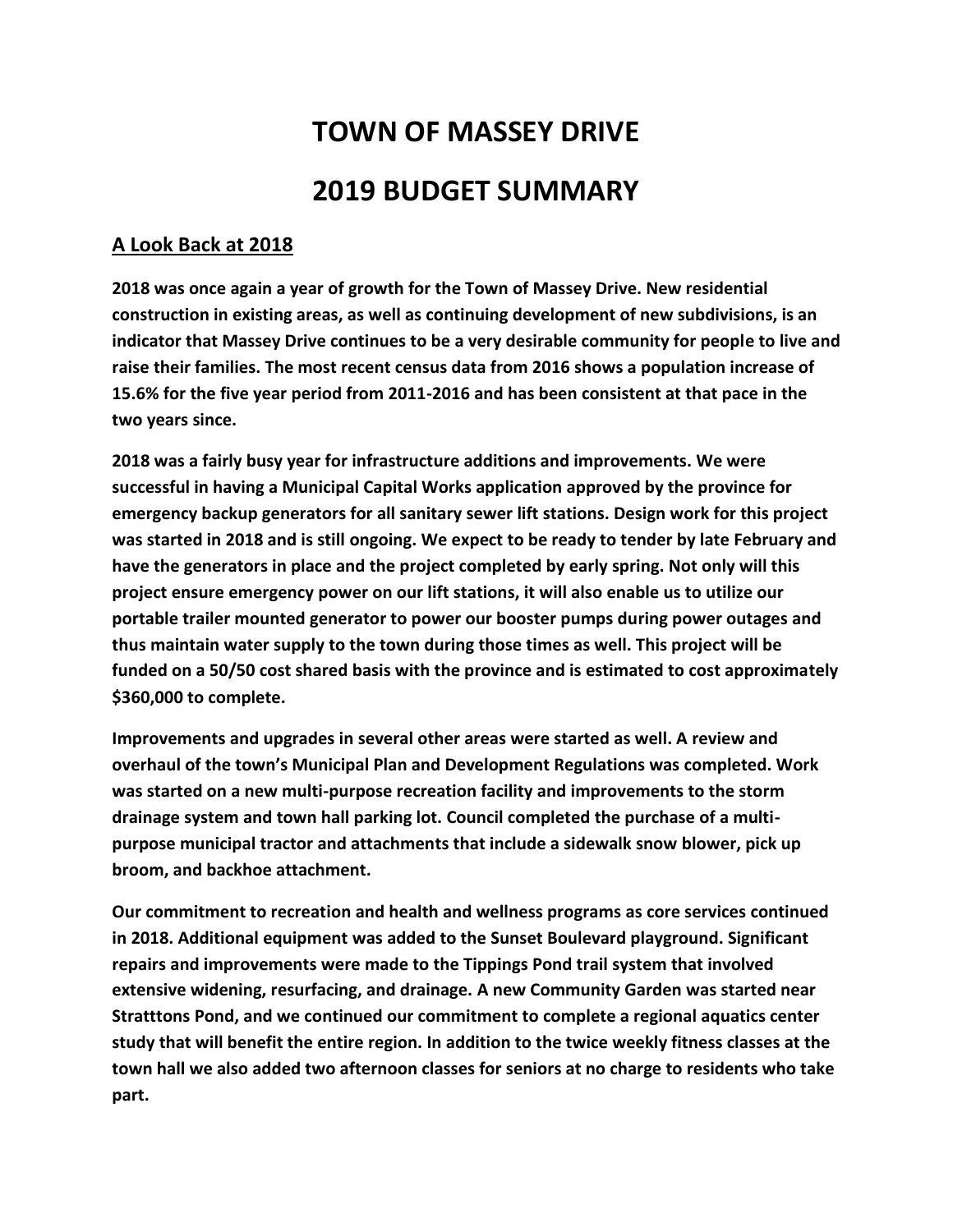# TOWN OF MASSEY DRIVE

# 2019 BUDGET SUMMARY

## A Look Back at 2018

**2018 was once again a year of growth for the Town of Massey Drive. New residential construction in existing areas, as well as continuing development of new subdivisions, is an indicator that Massey Drive continues to be a very desirable community for people to live and raise their families. The most recent census data from 2016 shows a population increase of 15.6% for the five year period from 2011-2016 and has been consistent at that pace in the two years since.**

**2018 was a fairly busy year for infrastructure additions and improvements. We were successful in having a Municipal Capital Works application approved by the province for emergency backup generators for all sanitary sewer lift stations. Design work for this project was started in 2018 and is still ongoing. We expect to be ready to tender by late February and have the generators in place and the project completed by early spring. Not only will this project ensure emergency power on our lift stations, it will also enable us to utilize our portable trailer mounted generator to power our booster pumps during power outages and thus maintain water supply to the town during those times as well. This project will be funded on a 50/50 cost shared basis with the province and is estimated to cost approximately $360,000 to complete.**

**Improvements and upgrades in several other areas were started as well. A review and overhaul of the town's Municipal Plan and Development Regulations was completed. Work was started on a new multi-purpose recreation facility and improvements to the storm drainage system and town hall parking lot. Council completed the purchase of a multi-purpose municipal tractor and attachments that include a sidewalk snow blower, pick up broom, and backhoe attachment.**

**Our commitment to recreation and health and wellness programs as core services continued in 2018. Additional equipment was added to the Sunset Boulevard playground. Significant repairs and improvements were made to the Tippings Pond trail system that involved extensive widening, resurfacing, and drainage. A new Community Garden was started near Stratttons Pond, and we continued our commitment to complete a regional aquatics center study that will benefit the entire region. In addition to the twice weekly fitness classes at the town hall we also added two afternoon classes for seniors at no charge to residents who take part.**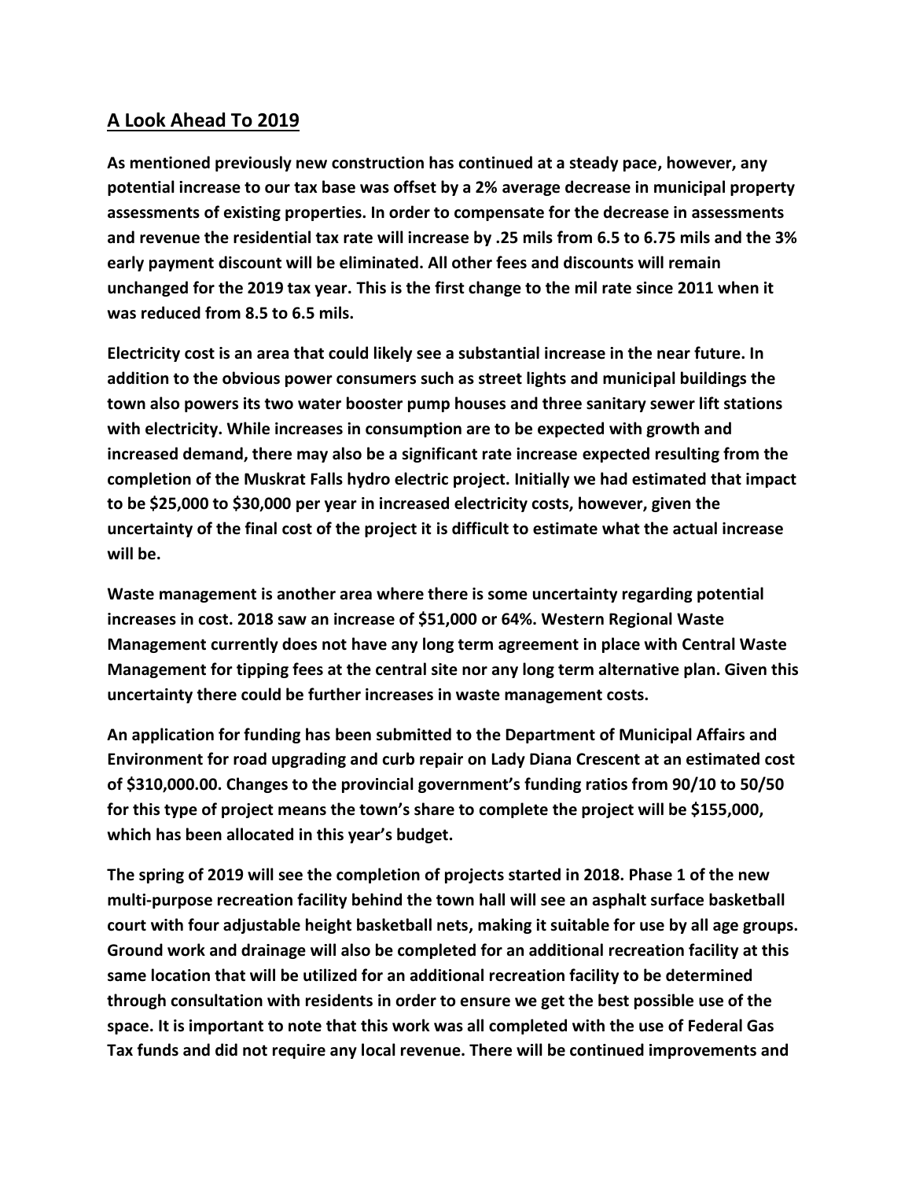## A Look Ahead To 2019

**As mentioned previously new construction has continued at a steady pace, however, any potential increase to our tax base was offset by a 2% average decrease in municipal property assessments of existing properties. In order to compensate for the decrease in assessments and revenue the residential tax rate will increase by .25 mils from 6.5 to 6.75 mils and the 3% early payment discount will be eliminated. All other fees and discounts will remain unchanged for the 2019 tax year. This is the first change to the mil rate since 2011 when it was reduced from 8.5 to 6.5 mils.**

**Electricity cost is an area that could likely see a substantial increase in the near future. In addition to the obvious power consumers such as street lights and municipal buildings the town also powers its two water booster pump houses and three sanitary sewer lift stations with electricity. While increases in consumption are to be expected with growth and increased demand, there may also be a significant rate increase expected resulting from the completion of the Muskrat Falls hydro electric project. Initially we had estimated that impact to be $25,000 to $30,000 per year in increased electricity costs, however, given the uncertainty of the final cost of the project it is difficult to estimate what the actual increase will be.**

**Waste management is another area where there is some uncertainty regarding potential increases in cost. 2018 saw an increase of $51,000 or 64%. Western Regional Waste Management currently does not have any long term agreement in place with Central Waste Management for tipping fees at the central site nor any long term alternative plan. Given this uncertainty there could be further increases in waste management costs.**

**An application for funding has been submitted to the Department of Municipal Affairs and Environment for road upgrading and curb repair on Lady Diana Crescent at an estimated cost of $310,000.00. Changes to the provincial government's funding ratios from 90/10 to 50/50 for this type of project means the town's share to complete the project will be $155,000, which has been allocated in this year's budget.**

**The spring of 2019 will see the completion of projects started in 2018. Phase 1 of the new multi-purpose recreation facility behind the town hall will see an asphalt surface basketball court with four adjustable height basketball nets, making it suitable for use by all age groups. Ground work and drainage will also be completed for an additional recreation facility at this same location that will be utilized for an additional recreation facility to be determined through consultation with residents in order to ensure we get the best possible use of the space. It is important to note that this work was all completed with the use of Federal Gas Tax funds and did not require any local revenue. There will be continued improvements and**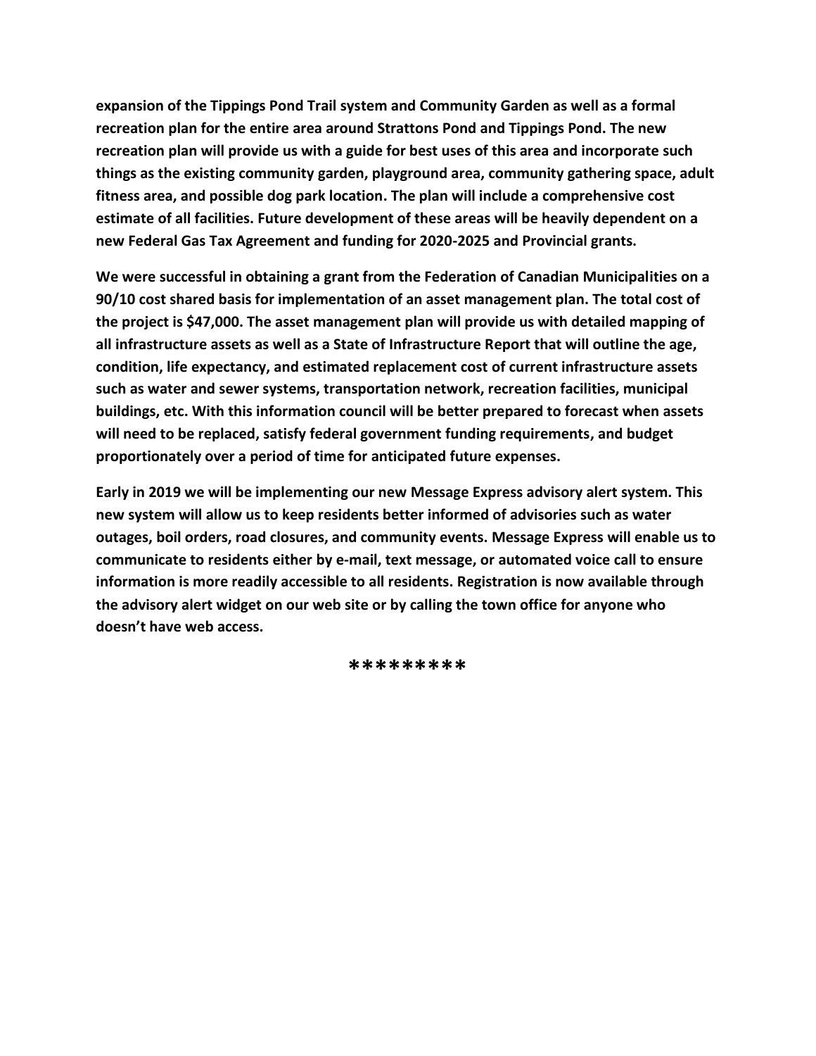**expansion of the Tippings Pond Trail system and Community Garden as well as a formal recreation plan for the entire area around Strattons Pond and Tippings Pond. The new recreation plan will provide us with a guide for best uses of this area and incorporate such things as the existing community garden, playground area, community gathering space, adult fitness area, and possible dog park location. The plan will include a comprehensive cost estimate of all facilities. Future development of these areas will be heavily dependent on a new Federal Gas Tax Agreement and funding for 2020-2025 and Provincial grants.**

**We were successful in obtaining a grant from the Federation of Canadian Municipalities on a 90/10 cost shared basis for implementation of an asset management plan. The total cost of the project is $47,000. The asset management plan will provide us with detailed mapping of all infrastructure assets as well as a State of Infrastructure Report that will outline the age, condition, life expectancy, and estimated replacement cost of current infrastructure assets such as water and sewer systems, transportation network, recreation facilities, municipal buildings, etc. With this information council will be better prepared to forecast when assets will need to be replaced, satisfy federal government funding requirements, and budget proportionately over a period of time for anticipated future expenses.**

**Early in 2019 we will be implementing our new Message Express advisory alert system. This new system will allow us to keep residents better informed of advisories such as water outages, boil orders, road closures, and community events. Message Express will enable us to communicate to residents either by e-mail, text message, or automated voice call to ensure information is more readily accessible to all residents. Registration is now available through the advisory alert widget on our web site or by calling the town office for anyone who doesn't have web access.**

*********